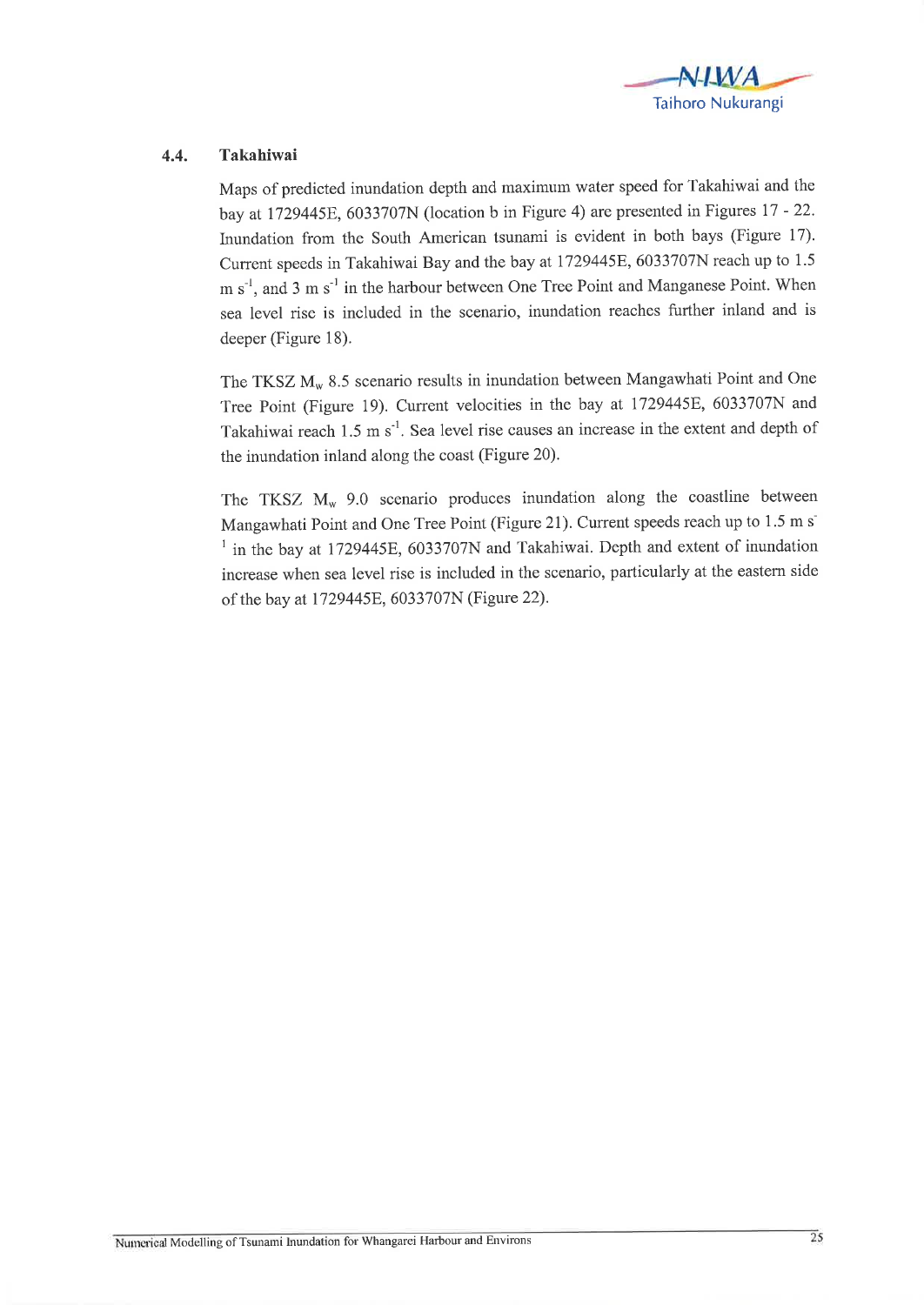## 4.4. Takahiwai

Maps of predicted inundation depth and maximum water speed for Takahiwai and the bay at 1729445E, 6033707N (location b in Figure 4) are presented in Figures 17 - 22. Inundation from the South American tsunami is evident in both bays (Figure 17). Current speeds in Takahiwai Bay and the bay at 1729445E, 6033707N reach up to 1.5 m $s^{-1}$, and 3 m $s^{-1}$ in the harbour between One Tree Point and Manganese Point. When sea level rise is included in the scenario, inundation reaches further inland and is deeper (Figure 18).

The TKSZ $M_w$ 8.5 scenario results in inundation between Mangawhati Point and One Tree Point (Figure 19). Current velocities in the bay at 1729445E, 6033707N and Takahiwai reach 1.5 m $s^{-1}$. Sea level rise causes an increase in the extent and depth of the inundation inland along the coast (Figure 20).

The TKSZ $M_w$ 9.0 scenario produces inundation along the coastline between Mangawhati Point and One Tree Point (Figure 21). Current speeds reach up to 1.5 m $s^{-1}$ in the bay at 1729445E, 6033707N and Takahiwai. Depth and extent of inundation increase when sea level rise is included in the scenario, particularly at the eastern side of the bay at 1729445E, 6033707N (Figure 22).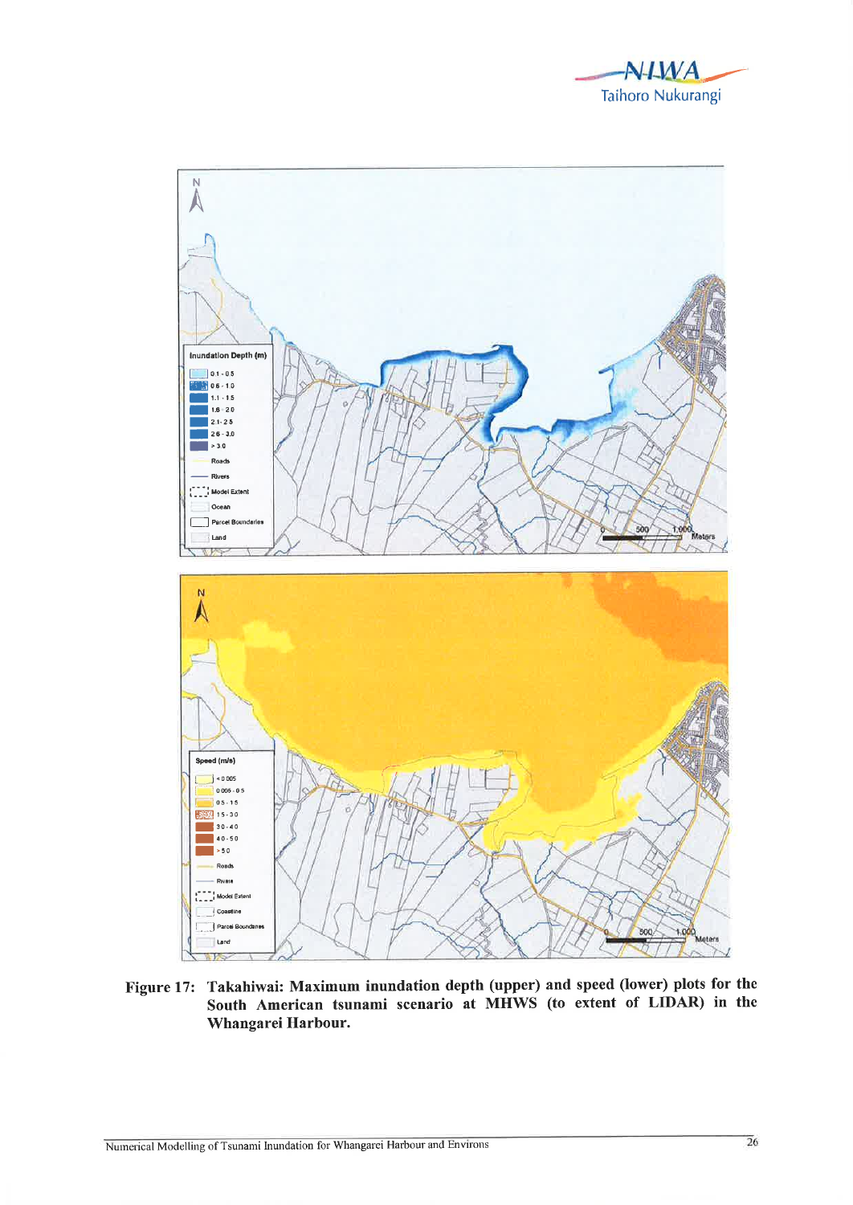**Figure 17: Takahiwai: Maximum inundation depth (upper) and speed (lower) plots for the South American tsunami scenario at MHWS (to extent of LIDAR) in the Whangarei Harbour.**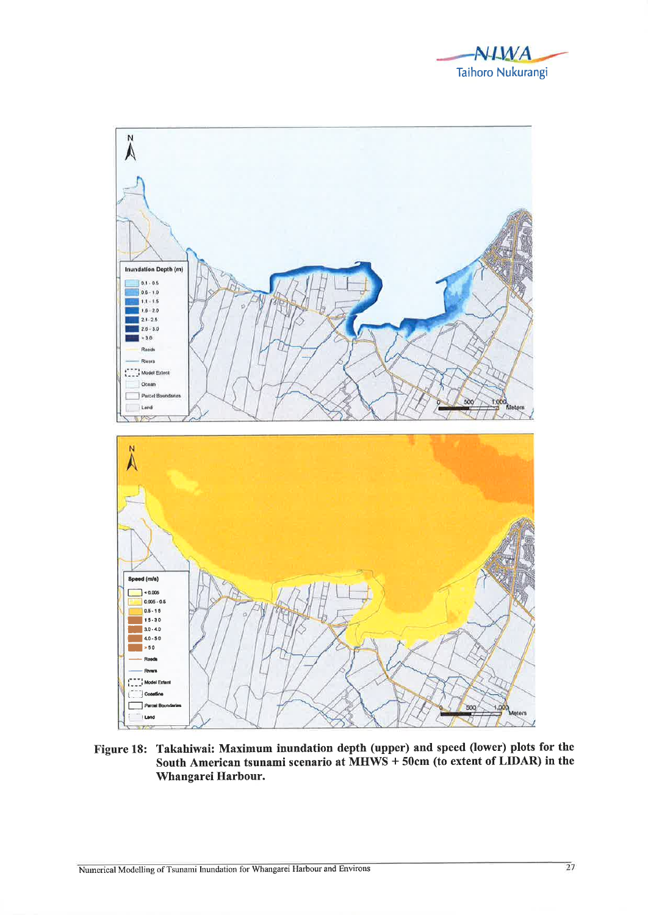**Figure 18: Takahiwai: Maximum inundation depth (upper) and speed (lower) plots for the South American tsunami scenario at MHWS + 50cm (to extent of LIDAR) in the Whangarei Harbour.**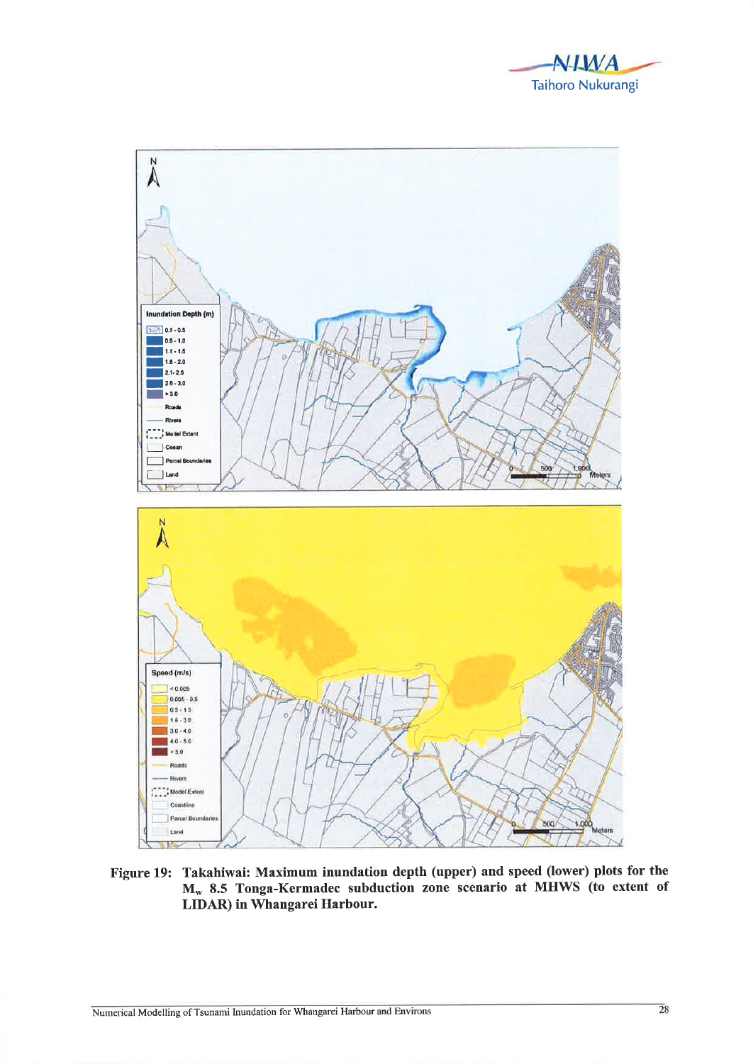**Figure 19: Takahiwai: Maximum inundation depth (upper) and speed (lower) plots for the $M_w$ 8.5 Tonga-Kermadec subduction zone scenario at MHWS (to extent of LIDAR) in Whangarei Harbour.**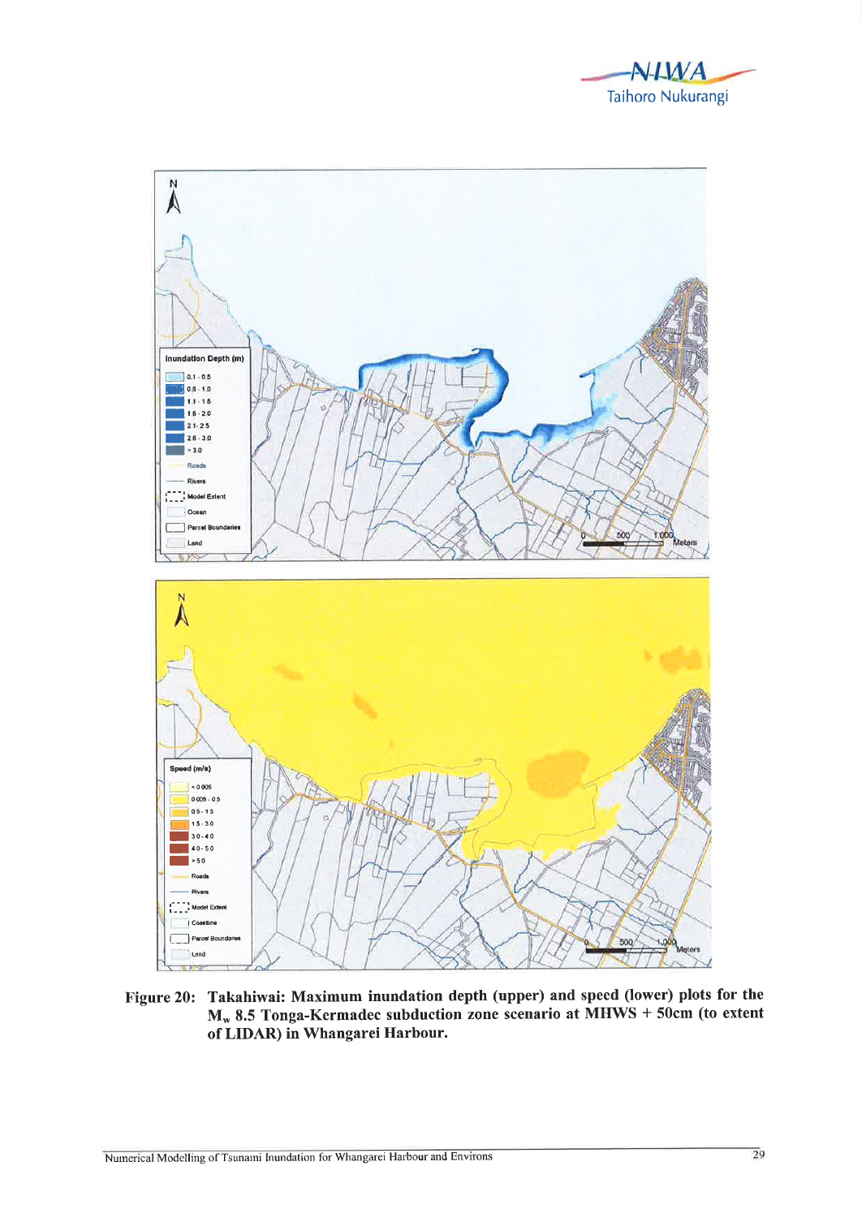**Figure 20: Takahiwai: Maximum inundation depth (upper) and speed (lower) plots for the $M_w$ 8.5 Tonga-Kermadec subduction zone scenario at MHWS + 50cm (to extent of LIDAR) in Whangarei Harbour.**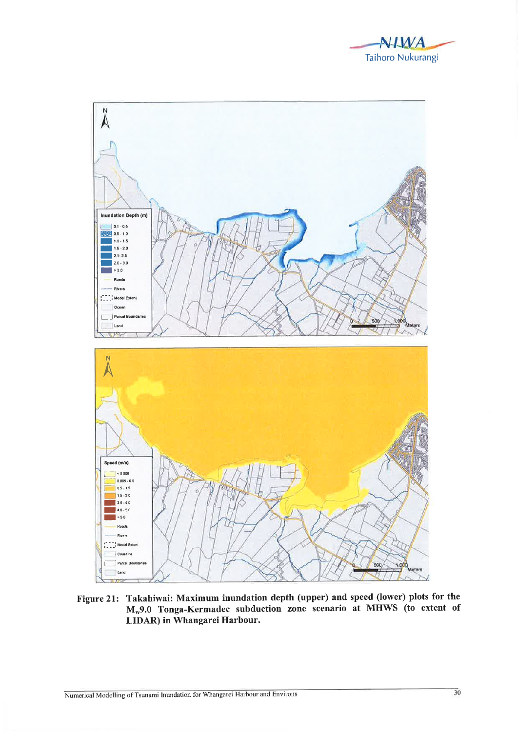**Figure 21: Takahiwai: Maximum inundation depth (upper) and speed (lower) plots for the $M_w$9.0 Tonga-Kermadec subduction zone scenario at MHWS (to extent of LIDAR) in Whangarei Harbour.**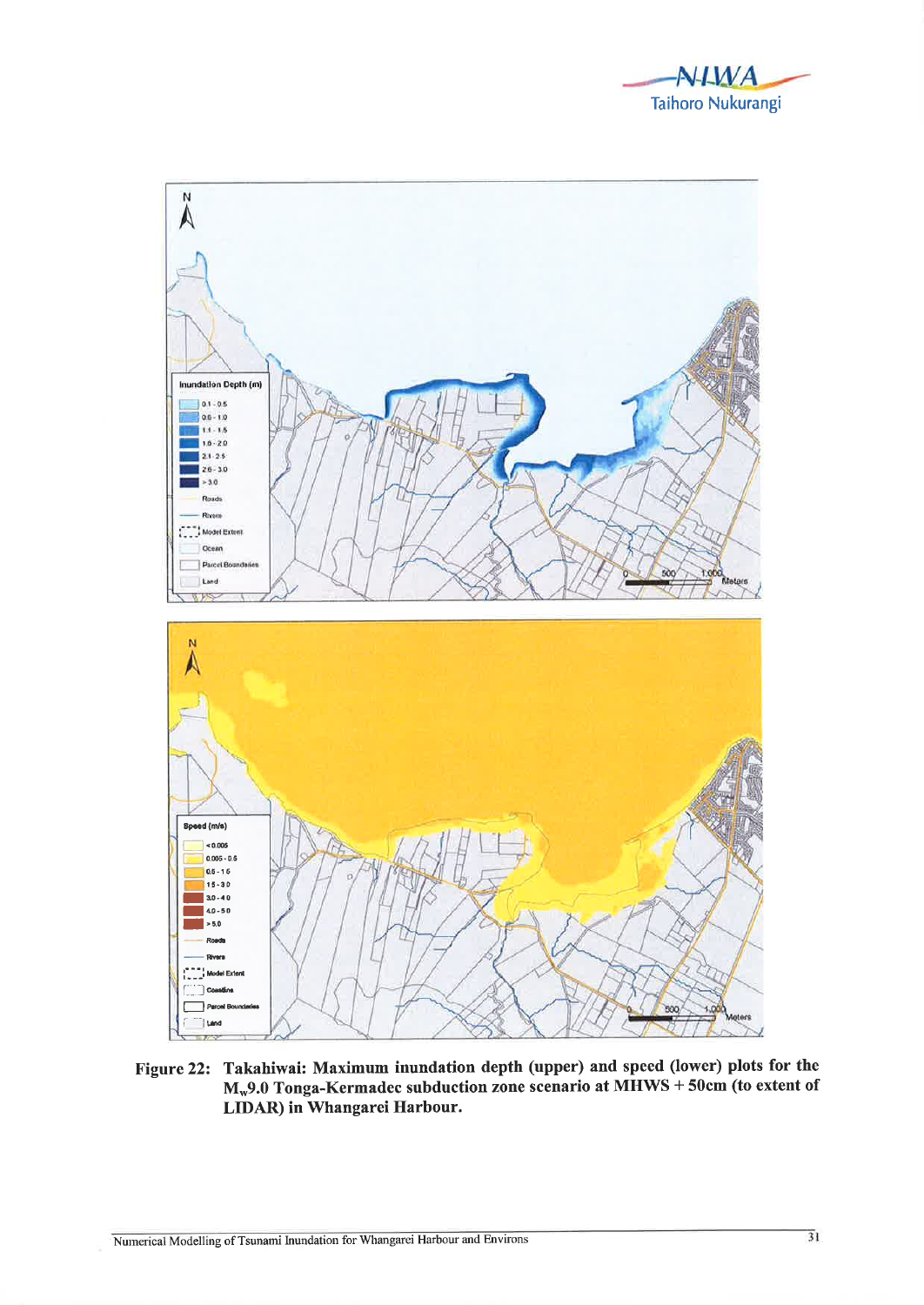N

Inundation Depth (m)

0.1 - 0.5

0.6 - 1.0

1.1 - 1.5

1.6 - 2.0

2.1 - 2.5

2.6 - 3.0

> 3.0

Roads

Rivers

Model Extent

Ocean

Parcel Boundaries

Land

0 500 1,000 Meters

N

Speed (m/s)

< 0.005

0.005 - 0.5

0.5 - 1.5

1.5 - 3.0

3.0 - 4.0

4.0 - 5.0

> 5.0

Roads

Rivers

Model Extent

Coastline

Parcel Boundaries

Land

0 500 1,000 Meters

**Figure 22: Takahiwai: Maximum inundation depth (upper) and speed (lower) plots for the $M_w$9.0 Tonga-Kermadec subduction zone scenario at MHWS + 50cm (to extent of LIDAR) in Whangarei Harbour.**